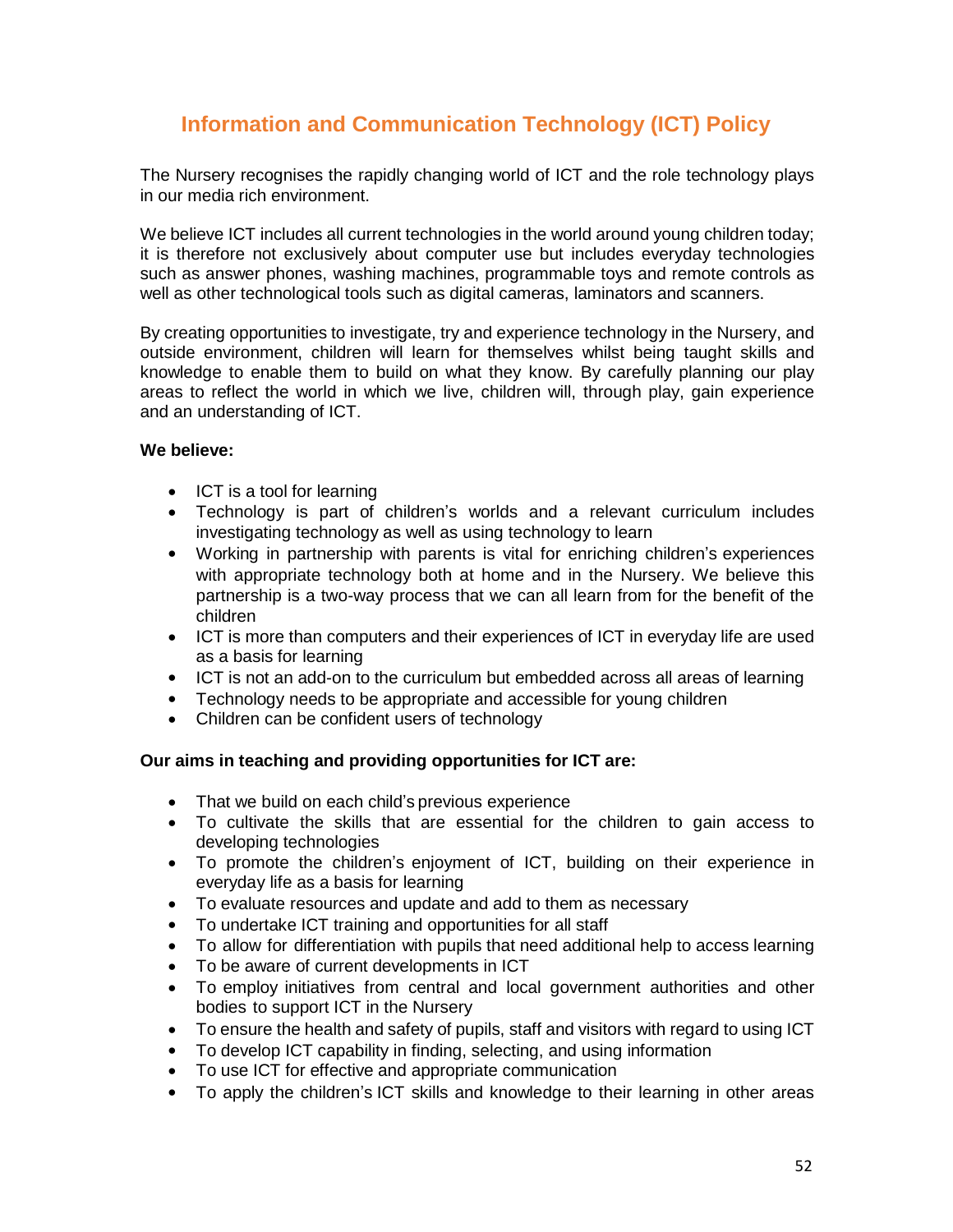# Information and Communication Technology (ICT) Policy

The Nursery recognises the rapidly changing world of ICT and the role technology plays in our media rich environment.

We believe ICT includes all current technologies in the world around young children today; it is therefore not exclusively about computer use but includes everyday technologies such as answer phones, washing machines, programmable toys and remote controls as well as other technological tools such as digital cameras, laminators and scanners.

By creating opportunities to investigate, try and experience technology in the Nursery, and outside environment, children will learn for themselves whilst being taught skills and knowledge to enable them to build on what they know. By carefully planning our play areas to reflect the world in which we live, children will, through play, gain experience and an understanding of ICT.

**We believe:**

- ICT is a tool for learning
- Technology is part of children's worlds and a relevant curriculum includes investigating technology as well as using technology to learn
- Working in partnership with parents is vital for enriching children's experiences with appropriate technology both at home and in the Nursery. We believe this partnership is a two-way process that we can all learn from for the benefit of the children
- ICT is more than computers and their experiences of ICT in everyday life are used as a basis for learning
- ICT is not an add-on to the curriculum but embedded across all areas of learning
- Technology needs to be appropriate and accessible for young children
- Children can be confident users of technology

**Our aims in teaching and providing opportunities for ICT are:**

- That we build on each child's previous experience
- To cultivate the skills that are essential for the children to gain access to developing technologies
- To promote the children's enjoyment of ICT, building on their experience in everyday life as a basis for learning
- To evaluate resources and update and add to them as necessary
- To undertake ICT training and opportunities for all staff
- To allow for differentiation with pupils that need additional help to access learning
- To be aware of current developments in ICT
- To employ initiatives from central and local government authorities and other bodies to support ICT in the Nursery
- To ensure the health and safety of pupils, staff and visitors with regard to using ICT
- To develop ICT capability in finding, selecting, and using information
- To use ICT for effective and appropriate communication
- To apply the children's ICT skills and knowledge to their learning in other areas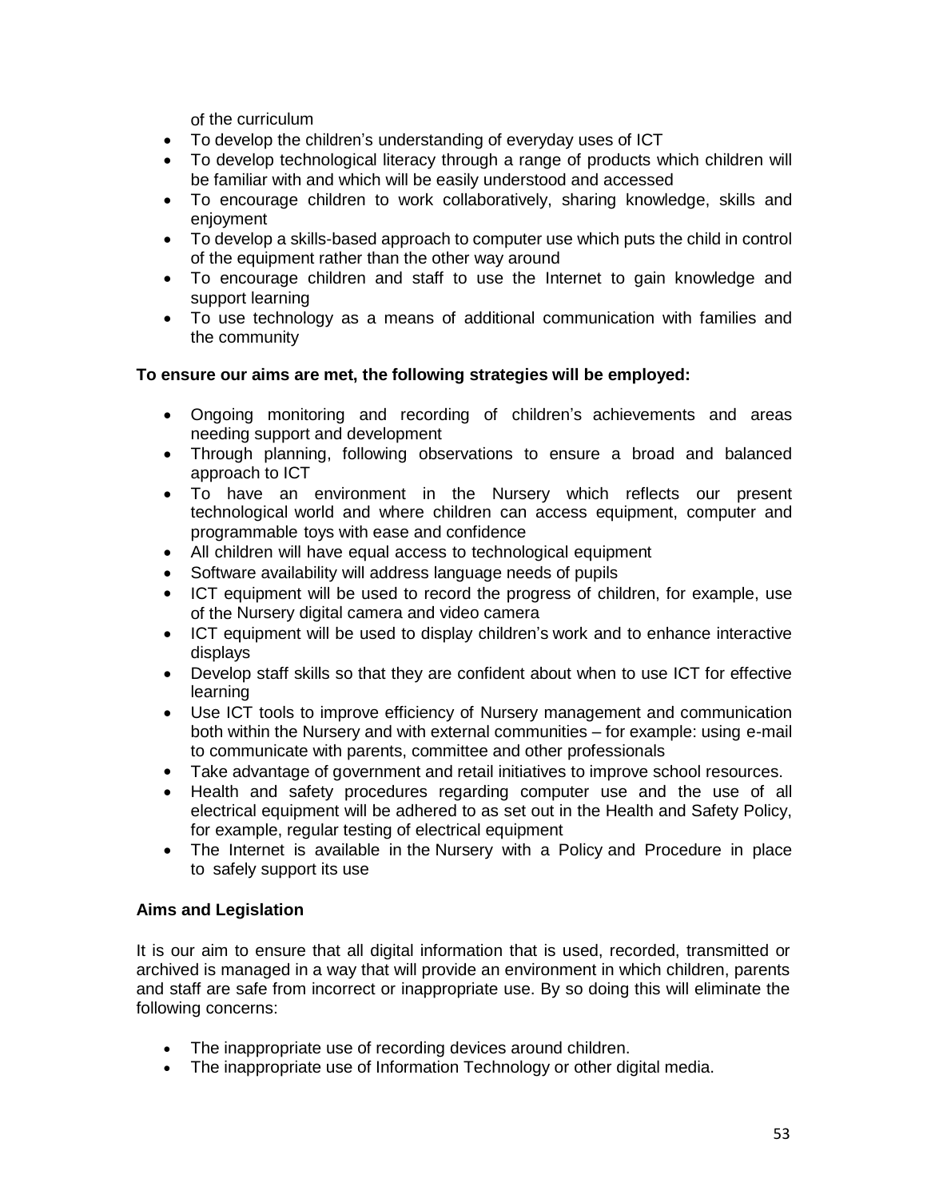of the curriculum

- To develop the children's understanding of everyday uses of ICT
- To develop technological literacy through a range of products which children will be familiar with and which will be easily understood and accessed
- To encourage children to work collaboratively, sharing knowledge, skills and enjoyment
- To develop a skills-based approach to computer use which puts the child in control of the equipment rather than the other way around
- To encourage children and staff to use the Internet to gain knowledge and support learning
- To use technology as a means of additional communication with families and the community

**To ensure our aims are met, the following strategies will be employed:**

- Ongoing monitoring and recording of children's achievements and areas needing support and development
- Through planning, following observations to ensure a broad and balanced approach to ICT
- To have an environment in the Nursery which reflects our present technological world and where children can access equipment, computer and programmable toys with ease and confidence
- All children will have equal access to technological equipment
- Software availability will address language needs of pupils
- ICT equipment will be used to record the progress of children, for example, use of the Nursery digital camera and video camera
- ICT equipment will be used to display children's work and to enhance interactive displays
- Develop staff skills so that they are confident about when to use ICT for effective learning
- Use ICT tools to improve efficiency of Nursery management and communication both within the Nursery and with external communities – for example: using e-mail to communicate with parents, committee and other professionals
- Take advantage of government and retail initiatives to improve school resources.
- Health and safety procedures regarding computer use and the use of all electrical equipment will be adhered to as set out in the Health and Safety Policy, for example, regular testing of electrical equipment
- The Internet is available in the Nursery with a Policy and Procedure in place to safely support its use

**Aims and Legislation**

It is our aim to ensure that all digital information that is used, recorded, transmitted or archived is managed in a way that will provide an environment in which children, parents and staff are safe from incorrect or inappropriate use. By so doing this will eliminate the following concerns:

- The inappropriate use of recording devices around children.
- The inappropriate use of Information Technology or other digital media.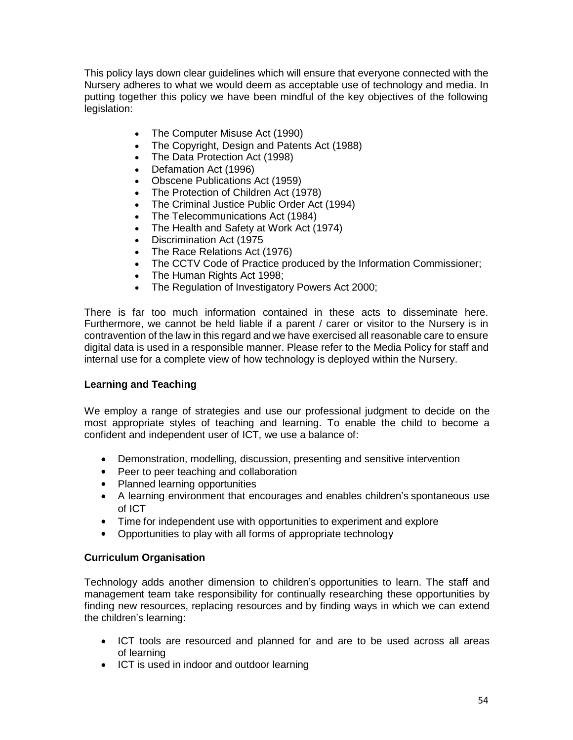This policy lays down clear guidelines which will ensure that everyone connected with the Nursery adheres to what we would deem as acceptable use of technology and media. In putting together this policy we have been mindful of the key objectives of the following legislation:

- The Computer Misuse Act (1990)
- The Copyright, Design and Patents Act (1988)
- The Data Protection Act (1998)
- Defamation Act (1996)
- Obscene Publications Act (1959)
- The Protection of Children Act (1978)
- The Criminal Justice Public Order Act (1994)
- The Telecommunications Act (1984)
- The Health and Safety at Work Act (1974)
- Discrimination Act (1975
- The Race Relations Act (1976)
- The CCTV Code of Practice produced by the Information Commissioner;
- The Human Rights Act 1998;
- The Regulation of Investigatory Powers Act 2000;

There is far too much information contained in these acts to disseminate here. Furthermore, we cannot be held liable if a parent / carer or visitor to the Nursery is in contravention of the law in this regard and we have exercised all reasonable care to ensure digital data is used in a responsible manner. Please refer to the Media Policy for staff and internal use for a complete view of how technology is deployed within the Nursery.

**Learning and Teaching**

We employ a range of strategies and use our professional judgment to decide on the most appropriate styles of teaching and learning. To enable the child to become a confident and independent user of ICT, we use a balance of:

- Demonstration, modelling, discussion, presenting and sensitive intervention
- Peer to peer teaching and collaboration
- Planned learning opportunities
- A learning environment that encourages and enables children's spontaneous use of ICT
- Time for independent use with opportunities to experiment and explore
- Opportunities to play with all forms of appropriate technology

**Curriculum Organisation**

Technology adds another dimension to children's opportunities to learn. The staff and management team take responsibility for continually researching these opportunities by finding new resources, replacing resources and by finding ways in which we can extend the children's learning:

- ICT tools are resourced and planned for and are to be used across all areas of learning
- ICT is used in indoor and outdoor learning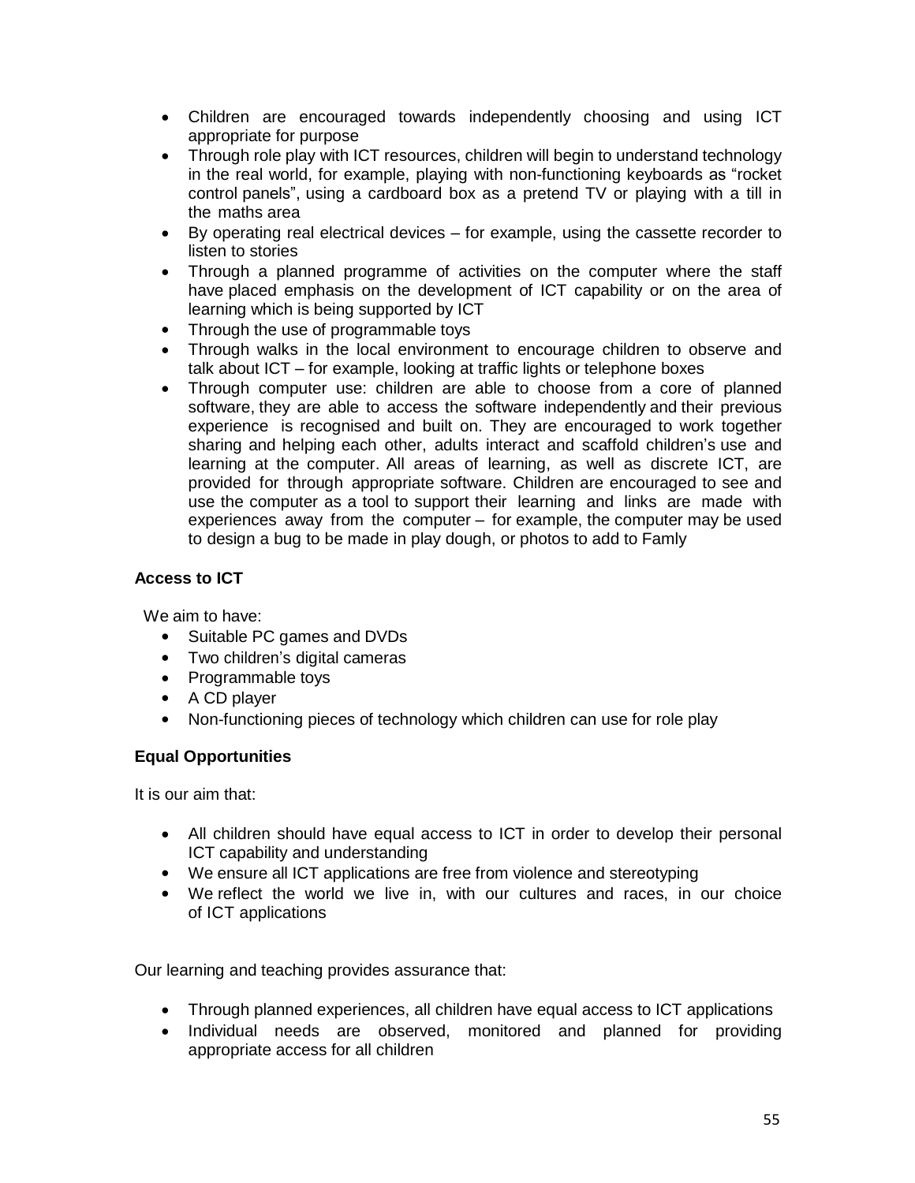- Children are encouraged towards independently choosing and using ICT appropriate for purpose
- Through role play with ICT resources, children will begin to understand technology in the real world, for example, playing with non-functioning keyboards as "rocket control panels", using a cardboard box as a pretend TV or playing with a till in the maths area
- By operating real electrical devices – for example, using the cassette recorder to listen to stories
- Through a planned programme of activities on the computer where the staff have placed emphasis on the development of ICT capability or on the area of learning which is being supported by ICT
- Through the use of programmable toys
- Through walks in the local environment to encourage children to observe and talk about ICT – for example, looking at traffic lights or telephone boxes
- Through computer use: children are able to choose from a core of planned software, they are able to access the software independently and their previous experience is recognised and built on. They are encouraged to work together sharing and helping each other, adults interact and scaffold children's use and learning at the computer. All areas of learning, as well as discrete ICT, are provided for through appropriate software. Children are encouraged to see and use the computer as a tool to support their learning and links are made with experiences away from the computer – for example, the computer may be used to design a bug to be made in play dough, or photos to add to Famly

**Access to ICT**

We aim to have:

- Suitable PC games and DVDs
- Two children's digital cameras
- Programmable toys
- A CD player
- Non-functioning pieces of technology which children can use for role play

**Equal Opportunities**

It is our aim that:

- All children should have equal access to ICT in order to develop their personal ICT capability and understanding
- We ensure all ICT applications are free from violence and stereotyping
- We reflect the world we live in, with our cultures and races, in our choice of ICT applications

Our learning and teaching provides assurance that:

- Through planned experiences, all children have equal access to ICT applications
- Individual needs are observed, monitored and planned for providing appropriate access for all children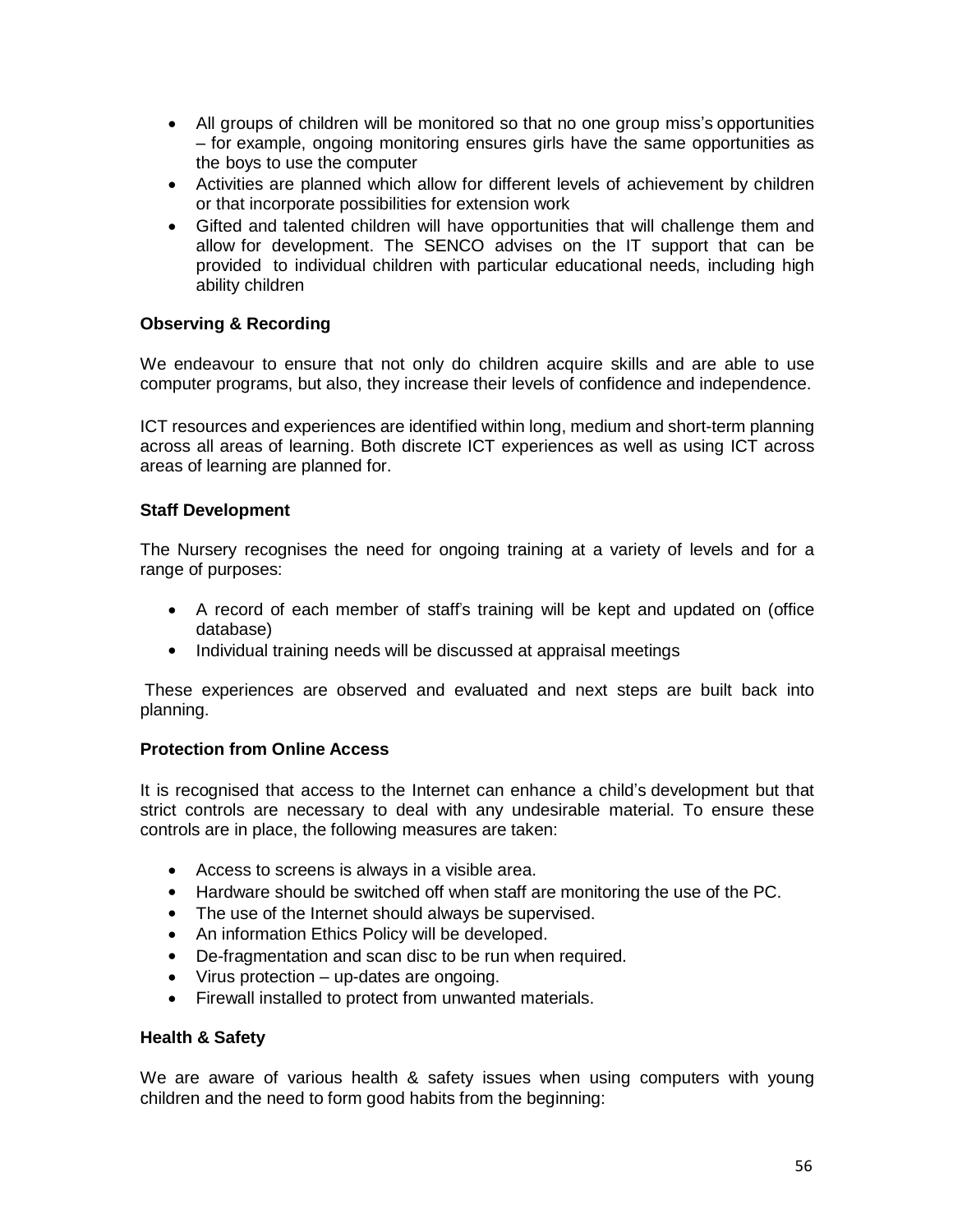- All groups of children will be monitored so that no one group miss's opportunities – for example, ongoing monitoring ensures girls have the same opportunities as the boys to use the computer
- Activities are planned which allow for different levels of achievement by children or that incorporate possibilities for extension work
- Gifted and talented children will have opportunities that will challenge them and allow for development. The SENCO advises on the IT support that can be provided to individual children with particular educational needs, including high ability children

**Observing & Recording**

We endeavour to ensure that not only do children acquire skills and are able to use computer programs, but also, they increase their levels of confidence and independence.

ICT resources and experiences are identified within long, medium and short-term planning across all areas of learning. Both discrete ICT experiences as well as using ICT across areas of learning are planned for.

**Staff Development**

The Nursery recognises the need for ongoing training at a variety of levels and for a range of purposes:

- A record of each member of staff's training will be kept and updated on (office database)
- Individual training needs will be discussed at appraisal meetings

These experiences are observed and evaluated and next steps are built back into planning.

**Protection from Online Access**

It is recognised that access to the Internet can enhance a child's development but that strict controls are necessary to deal with any undesirable material. To ensure these controls are in place, the following measures are taken:

- Access to screens is always in a visible area.
- Hardware should be switched off when staff are monitoring the use of the PC.
- The use of the Internet should always be supervised.
- An information Ethics Policy will be developed.
- De-fragmentation and scan disc to be run when required.
- Virus protection – up-dates are ongoing.
- Firewall installed to protect from unwanted materials.

**Health & Safety**

We are aware of various health & safety issues when using computers with young children and the need to form good habits from the beginning: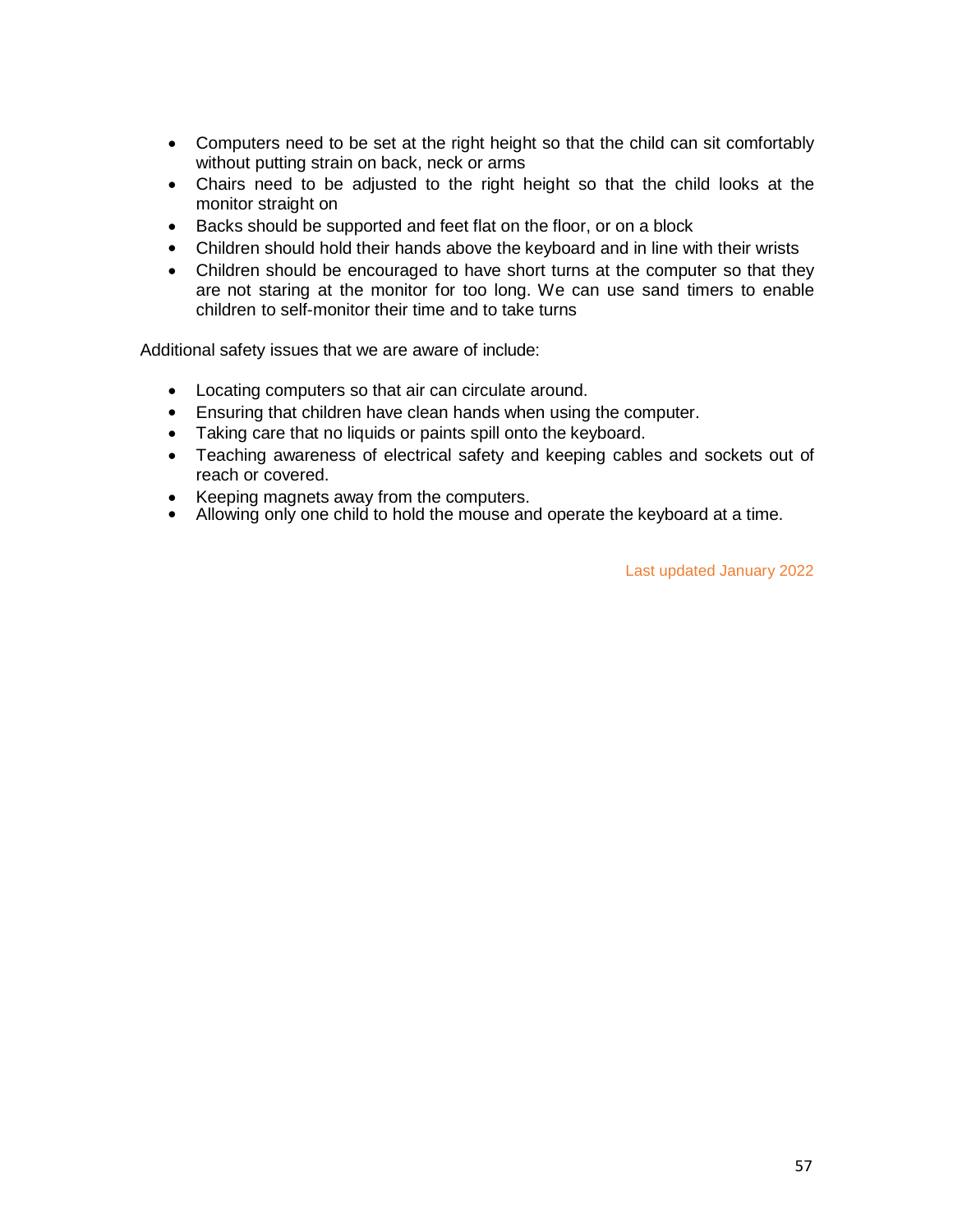- Computers need to be set at the right height so that the child can sit comfortably without putting strain on back, neck or arms
- Chairs need to be adjusted to the right height so that the child looks at the monitor straight on
- Backs should be supported and feet flat on the floor, or on a block
- Children should hold their hands above the keyboard and in line with their wrists
- Children should be encouraged to have short turns at the computer so that they are not staring at the monitor for too long. We can use sand timers to enable children to self-monitor their time and to take turns

Additional safety issues that we are aware of include:

- Locating computers so that air can circulate around.
- Ensuring that children have clean hands when using the computer.
- Taking care that no liquids or paints spill onto the keyboard.
- Teaching awareness of electrical safety and keeping cables and sockets out of reach or covered.
- Keeping magnets away from the computers.
- Allowing only one child to hold the mouse and operate the keyboard at a time.

Last updated January 2022